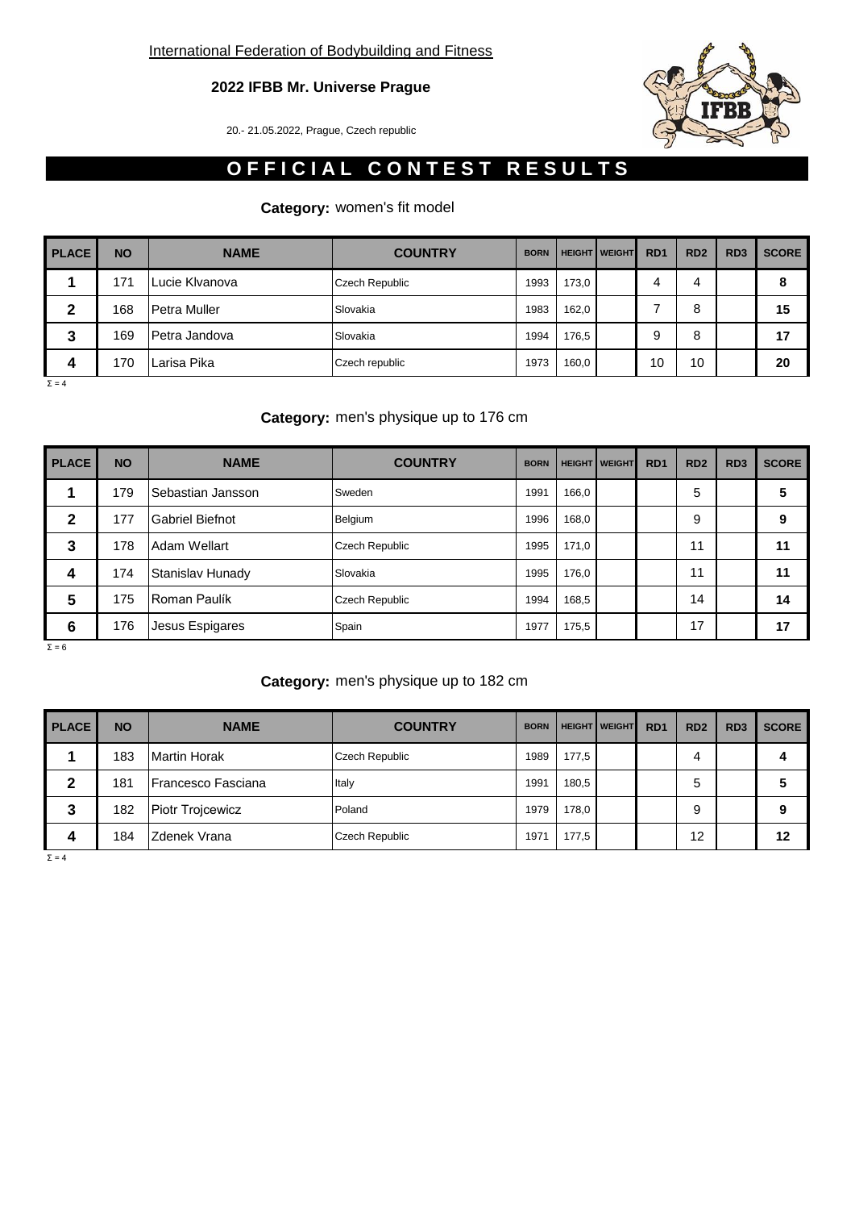International Federation of Bodybuilding and Fitness

**2022 IFBB Mr. Universe Prague**

20.- 21.05.2022, Prague, Czech republic

# OFFICIAL CONTEST RESULTS

**Category:** women's fit model

| PLACE | NO | NAME | COUNTRY | BORN | HEIGHT | WEIGHT | RD1 | RD2 | RD3 | SCORE |
|---|---|---|---|---|---|---|---|---|---|---|
| 1 | 171 | Lucie Klvanova | Czech Republic | 1993 | 173,0 | | 4 | 4 | | 8 |
| 2 | 168 | Petra Muller | Slovakia | 1983 | 162,0 | | 7 | 8 | | 15 |
| 3 | 169 | Petra Jandova | Slovakia | 1994 | 176,5 | | 9 | 8 | | 17 |
| 4 | 170 | Larisa Pika | Czech republic | 1973 | 160,0 | | 10 | 10 | | 20 |

Σ = 4

**Category:** men's physique up to 176 cm

| PLACE | NO | NAME | COUNTRY | BORN | HEIGHT | WEIGHT | RD1 | RD2 | RD3 | SCORE |
|---|---|---|---|---|---|---|---|---|---|---|
| 1 | 179 | Sebastian Jansson | Sweden | 1991 | 166,0 | | | 5 | | 5 |
| 2 | 177 | Gabriel Biefnot | Belgium | 1996 | 168,0 | | | 9 | | 9 |
| 3 | 178 | Adam Wellart | Czech Republic | 1995 | 171,0 | | | 11 | | 11 |
| 4 | 174 | Stanislav Hunady | Slovakia | 1995 | 176,0 | | | 11 | | 11 |
| 5 | 175 | Roman Paulík | Czech Republic | 1994 | 168,5 | | | 14 | | 14 |
| 6 | 176 | Jesus Espigares | Spain | 1977 | 175,5 | | | 17 | | 17 |

Σ = 6

**Category:** men's physique up to 182 cm

| PLACE | NO | NAME | COUNTRY | BORN | HEIGHT | WEIGHT | RD1 | RD2 | RD3 | SCORE |
|---|---|---|---|---|---|---|---|---|---|---|
| 1 | 183 | Martin Horak | Czech Republic | 1989 | 177,5 | | | 4 | | 4 |
| 2 | 181 | Francesco Fasciana | Italy | 1991 | 180,5 | | | 5 | | 5 |
| 3 | 182 | Piotr Trojcewicz | Poland | 1979 | 178,0 | | | 9 | | 9 |
| 4 | 184 | Zdenek Vrana | Czech Republic | 1971 | 177,5 | | | 12 | | 12 |

Σ = 4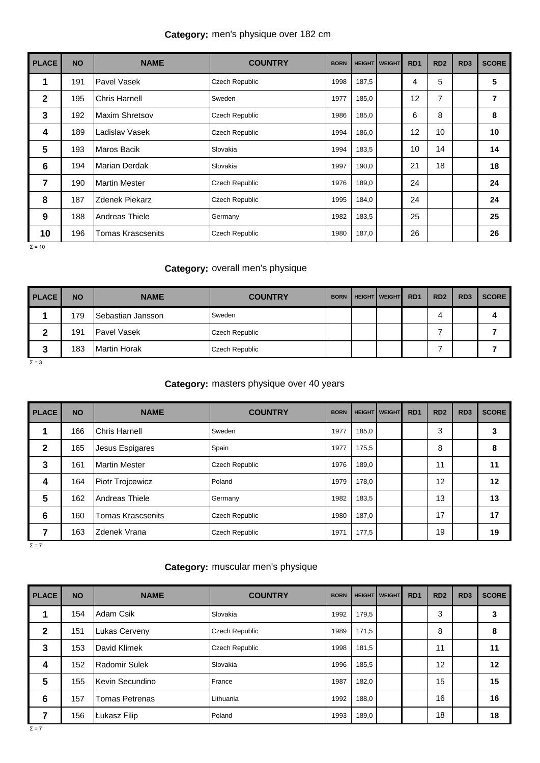**Category:** men's physique over 182 cm

| PLACE | NO | NAME | COUNTRY | BORN | HEIGHT | WEIGHT | RD1 | RD2 | RD3 | SCORE |
|---|---|---|---|---|---|---|---|---|---|---|
| 1 | 191 | Pavel Vasek | Czech Republic | 1998 | 187,5 | | 4 | 5 | | 5 |
| 2 | 195 | Chris Harnell | Sweden | 1977 | 185,0 | | 12 | 7 | | 7 |
| 3 | 192 | Maxim Shretsov | Czech Republic | 1986 | 185,0 | | 6 | 8 | | 8 |
| 4 | 189 | Ladislav Vasek | Czech Republic | 1994 | 186,0 | | 12 | 10 | | 10 |
| 5 | 193 | Maros Bacik | Slovakia | 1994 | 183,5 | | 10 | 14 | | 14 |
| 6 | 194 | Marian Derdak | Slovakia | 1997 | 190,0 | | 21 | 18 | | 18 |
| 7 | 190 | Martin Mester | Czech Republic | 1976 | 189,0 | | 24 | | | 24 |
| 8 | 187 | Zdenek Piekarz | Czech Republic | 1995 | 184,0 | | 24 | | | 24 |
| 9 | 188 | Andreas Thiele | Germany | 1982 | 183,5 | | 25 | | | 25 |
| 10 | 196 | Tomas Krascsenits | Czech Republic | 1980 | 187,0 | | 26 | | | 26 |

Σ = 10

**Category:** overall men's physique

| PLACE | NO | NAME | COUNTRY | BORN | HEIGHT | WEIGHT | RD1 | RD2 | RD3 | SCORE |
|---|---|---|---|---|---|---|---|---|---|---|
| 1 | 179 | Sebastian Jansson | Sweden | | | | | 4 | | 4 |
| 2 | 191 | Pavel Vasek | Czech Republic | | | | | 7 | | 7 |
| 3 | 183 | Martin Horak | Czech Republic | | | | | 7 | | 7 |

Σ = 3

**Category:** masters physique over 40 years

| PLACE | NO | NAME | COUNTRY | BORN | HEIGHT | WEIGHT | RD1 | RD2 | RD3 | SCORE |
|---|---|---|---|---|---|---|---|---|---|---|
| 1 | 166 | Chris Harnell | Sweden | 1977 | 185,0 | | | 3 | | 3 |
| 2 | 165 | Jesus Espigares | Spain | 1977 | 175,5 | | | 8 | | 8 |
| 3 | 161 | Martin Mester | Czech Republic | 1976 | 189,0 | | | 11 | | 11 |
| 4 | 164 | Piotr Trojcewicz | Poland | 1979 | 178,0 | | | 12 | | 12 |
| 5 | 162 | Andreas Thiele | Germany | 1982 | 183,5 | | | 13 | | 13 |
| 6 | 160 | Tomas Krascsenits | Czech Republic | 1980 | 187,0 | | | 17 | | 17 |
| 7 | 163 | Zdenek Vrana | Czech Republic | 1971 | 177,5 | | | 19 | | 19 |

Σ = 7

**Category:** muscular men's physique

| PLACE | NO | NAME | COUNTRY | BORN | HEIGHT | WEIGHT | RD1 | RD2 | RD3 | SCORE |
|---|---|---|---|---|---|---|---|---|---|---|
| 1 | 154 | Adam Csik | Slovakia | 1992 | 179,5 | | | 3 | | 3 |
| 2 | 151 | Lukas Cerveny | Czech Republic | 1989 | 171,5 | | | 8 | | 8 |
| 3 | 153 | David Klimek | Czech Republic | 1998 | 181,5 | | | 11 | | 11 |
| 4 | 152 | Radomir Sulek | Slovakia | 1996 | 185,5 | | | 12 | | 12 |
| 5 | 155 | Kevin Secundino | France | 1987 | 182,0 | | | 15 | | 15 |
| 6 | 157 | Tomas Petrenas | Lithuania | 1992 | 188,0 | | | 16 | | 16 |
| 7 | 156 | Łukasz Filip | Poland | 1993 | 189,0 | | | 18 | | 18 |

Σ = 7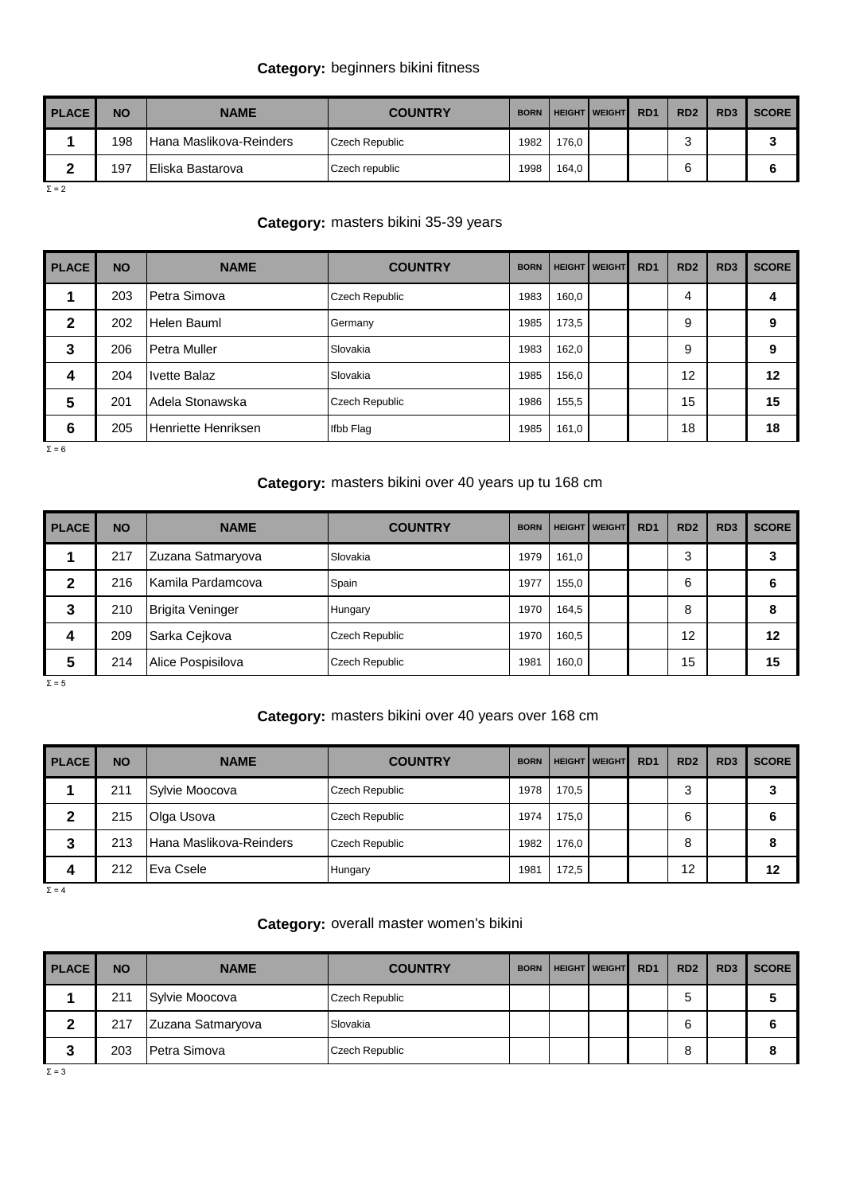**Category:** beginners bikini fitness

| PLACE | NO | NAME | COUNTRY | BORN | HEIGHT | WEIGHT | RD1 | RD2 | RD3 | SCORE |
|---|---|---|---|---|---|---|---|---|---|---|
| 1 | 198 | Hana Maslikova-Reinders | Czech Republic | 1982 | 176,0 | | | 3 | | 3 |
| 2 | 197 | Eliska Bastarova | Czech republic | 1998 | 164,0 | | | 6 | | 6 |

Σ = 2

**Category:** masters bikini 35-39 years

| PLACE | NO | NAME | COUNTRY | BORN | HEIGHT | WEIGHT | RD1 | RD2 | RD3 | SCORE |
|---|---|---|---|---|---|---|---|---|---|---|
| 1 | 203 | Petra Simova | Czech Republic | 1983 | 160,0 | | | 4 | | 4 |
| 2 | 202 | Helen Bauml | Germany | 1985 | 173,5 | | | 9 | | 9 |
| 3 | 206 | Petra Muller | Slovakia | 1983 | 162,0 | | | 9 | | 9 |
| 4 | 204 | Ivette Balaz | Slovakia | 1985 | 156,0 | | | 12 | | 12 |
| 5 | 201 | Adela Stonawska | Czech Republic | 1986 | 155,5 | | | 15 | | 15 |
| 6 | 205 | Henriette Henriksen | Ifbb Flag | 1985 | 161,0 | | | 18 | | 18 |

Σ = 6

**Category:** masters bikini over 40 years up tu 168 cm

| PLACE | NO | NAME | COUNTRY | BORN | HEIGHT | WEIGHT | RD1 | RD2 | RD3 | SCORE |
|---|---|---|---|---|---|---|---|---|---|---|
| 1 | 217 | Zuzana Satmaryova | Slovakia | 1979 | 161,0 | | | 3 | | 3 |
| 2 | 216 | Kamila Pardamcova | Spain | 1977 | 155,0 | | | 6 | | 6 |
| 3 | 210 | Brigita Veninger | Hungary | 1970 | 164,5 | | | 8 | | 8 |
| 4 | 209 | Sarka Cejkova | Czech Republic | 1970 | 160,5 | | | 12 | | 12 |
| 5 | 214 | Alice Pospisilova | Czech Republic | 1981 | 160,0 | | | 15 | | 15 |

Σ = 5

**Category:** masters bikini over 40 years over 168 cm

| PLACE | NO | NAME | COUNTRY | BORN | HEIGHT | WEIGHT | RD1 | RD2 | RD3 | SCORE |
|---|---|---|---|---|---|---|---|---|---|---|
| 1 | 211 | Sylvie Moocova | Czech Republic | 1978 | 170,5 | | | 3 | | 3 |
| 2 | 215 | Olga Usova | Czech Republic | 1974 | 175,0 | | | 6 | | 6 |
| 3 | 213 | Hana Maslikova-Reinders | Czech Republic | 1982 | 176,0 | | | 8 | | 8 |
| 4 | 212 | Eva Csele | Hungary | 1981 | 172,5 | | | 12 | | 12 |

Σ = 4

**Category:** overall master women's bikini

| PLACE | NO | NAME | COUNTRY | BORN | HEIGHT | WEIGHT | RD1 | RD2 | RD3 | SCORE |
|---|---|---|---|---|---|---|---|---|---|---|
| 1 | 211 | Sylvie Moocova | Czech Republic | | | | | 5 | | 5 |
| 2 | 217 | Zuzana Satmaryova | Slovakia | | | | | 6 | | 6 |
| 3 | 203 | Petra Simova | Czech Republic | | | | | 8 | | 8 |

Σ = 3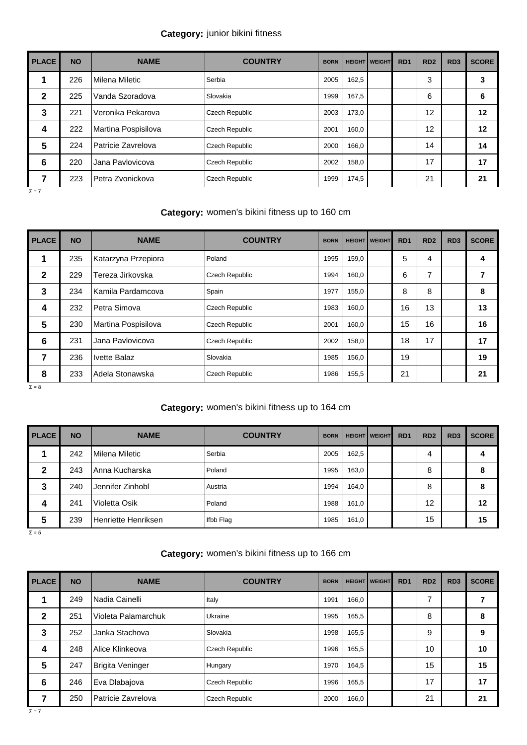**Category:** junior bikini fitness

| PLACE | NO | NAME | COUNTRY | BORN | HEIGHT | WEIGHT | RD1 | RD2 | RD3 | SCORE |
|---|---|---|---|---|---|---|---|---|---|---|
| 1 | 226 | Milena Miletic | Serbia | 2005 | 162,5 | | | 3 | | 3 |
| 2 | 225 | Vanda Szoradova | Slovakia | 1999 | 167,5 | | | 6 | | 6 |
| 3 | 221 | Veronika Pekarova | Czech Republic | 2003 | 173,0 | | | 12 | | 12 |
| 4 | 222 | Martina Pospisilova | Czech Republic | 2001 | 160,0 | | | 12 | | 12 |
| 5 | 224 | Patricie Zavrelova | Czech Republic | 2000 | 166,0 | | | 14 | | 14 |
| 6 | 220 | Jana Pavlovicova | Czech Republic | 2002 | 158,0 | | | 17 | | 17 |
| 7 | 223 | Petra Zvonickova | Czech Republic | 1999 | 174,5 | | | 21 | | 21 |

Σ = 7

**Category:** women's bikini fitness up to 160 cm

| PLACE | NO | NAME | COUNTRY | BORN | HEIGHT | WEIGHT | RD1 | RD2 | RD3 | SCORE |
|---|---|---|---|---|---|---|---|---|---|---|
| 1 | 235 | Katarzyna Przepiora | Poland | 1995 | 159,0 | | 5 | 4 | | 4 |
| 2 | 229 | Tereza Jirkovska | Czech Republic | 1994 | 160,0 | | 6 | 7 | | 7 |
| 3 | 234 | Kamila Pardamcova | Spain | 1977 | 155,0 | | 8 | 8 | | 8 |
| 4 | 232 | Petra Simova | Czech Republic | 1983 | 160,0 | | 16 | 13 | | 13 |
| 5 | 230 | Martina Pospisilova | Czech Republic | 2001 | 160,0 | | 15 | 16 | | 16 |
| 6 | 231 | Jana Pavlovicova | Czech Republic | 2002 | 158,0 | | 18 | 17 | | 17 |
| 7 | 236 | Ivette Balaz | Slovakia | 1985 | 156,0 | | 19 | | | 19 |
| 8 | 233 | Adela Stonawska | Czech Republic | 1986 | 155,5 | | 21 | | | 21 |

Σ = 8

**Category:** women's bikini fitness up to 164 cm

| PLACE | NO | NAME | COUNTRY | BORN | HEIGHT | WEIGHT | RD1 | RD2 | RD3 | SCORE |
|---|---|---|---|---|---|---|---|---|---|---|
| 1 | 242 | Milena Miletic | Serbia | 2005 | 162,5 | | | 4 | | 4 |
| 2 | 243 | Anna Kucharska | Poland | 1995 | 163,0 | | | 8 | | 8 |
| 3 | 240 | Jennifer Zinhobl | Austria | 1994 | 164,0 | | | 8 | | 8 |
| 4 | 241 | Violetta Osik | Poland | 1988 | 161,0 | | | 12 | | 12 |
| 5 | 239 | Henriette Henriksen | Ifbb Flag | 1985 | 161,0 | | | 15 | | 15 |

Σ = 5

**Category:** women's bikini fitness up to 166 cm

| PLACE | NO | NAME | COUNTRY | BORN | HEIGHT | WEIGHT | RD1 | RD2 | RD3 | SCORE |
|---|---|---|---|---|---|---|---|---|---|---|
| 1 | 249 | Nadia Cainelli | Italy | 1991 | 166,0 | | | 7 | | 7 |
| 2 | 251 | Violeta Palamarchuk | Ukraine | 1995 | 165,5 | | | 8 | | 8 |
| 3 | 252 | Janka Stachova | Slovakia | 1998 | 165,5 | | | 9 | | 9 |
| 4 | 248 | Alice Klinkeova | Czech Republic | 1996 | 165,5 | | | 10 | | 10 |
| 5 | 247 | Brigita Veninger | Hungary | 1970 | 164,5 | | | 15 | | 15 |
| 6 | 246 | Eva Dlabajova | Czech Republic | 1996 | 165,5 | | | 17 | | 17 |
| 7 | 250 | Patricie Zavrelova | Czech Republic | 2000 | 166,0 | | | 21 | | 21 |

Σ = 7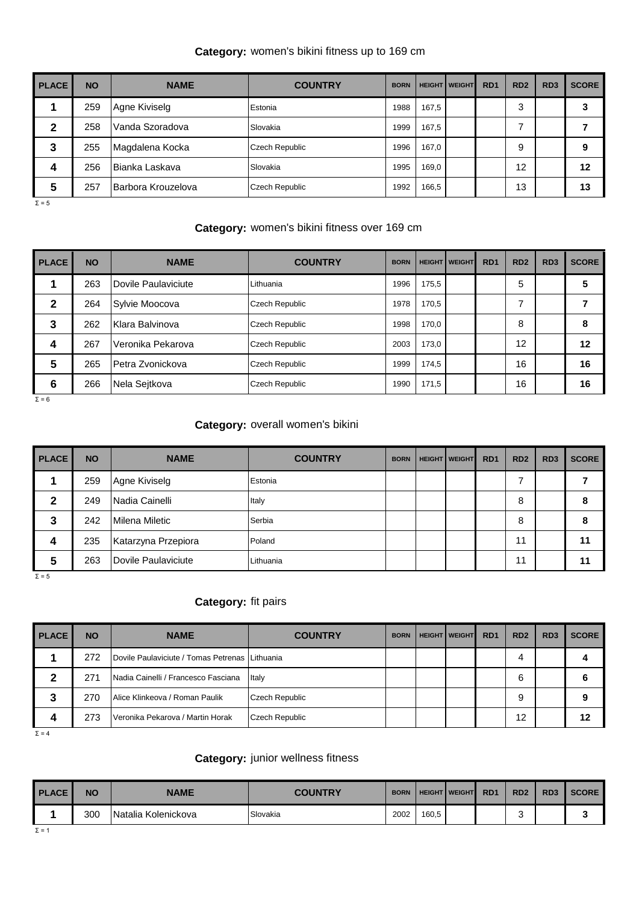**Category:** women's bikini fitness up to 169 cm

| PLACE | NO | NAME | COUNTRY | BORN | HEIGHT | WEIGHT | RD1 | RD2 | RD3 | SCORE |
|---|---|---|---|---|---|---|---|---|---|---|
| 1 | 259 | Agne Kiviselg | Estonia | 1988 | 167,5 | | | 3 | | 3 |
| 2 | 258 | Vanda Szoradova | Slovakia | 1999 | 167,5 | | | 7 | | 7 |
| 3 | 255 | Magdalena Kocka | Czech Republic | 1996 | 167,0 | | | 9 | | 9 |
| 4 | 256 | Bianka Laskava | Slovakia | 1995 | 169,0 | | | 12 | | 12 |
| 5 | 257 | Barbora Krouzelova | Czech Republic | 1992 | 166,5 | | | 13 | | 13 |

Σ = 5

**Category:** women's bikini fitness over 169 cm

| PLACE | NO | NAME | COUNTRY | BORN | HEIGHT | WEIGHT | RD1 | RD2 | RD3 | SCORE |
|---|---|---|---|---|---|---|---|---|---|---|
| 1 | 263 | Dovile Paulaviciute | Lithuania | 1996 | 175,5 | | | 5 | | 5 |
| 2 | 264 | Sylvie Moocova | Czech Republic | 1978 | 170,5 | | | 7 | | 7 |
| 3 | 262 | Klara Balvinova | Czech Republic | 1998 | 170,0 | | | 8 | | 8 |
| 4 | 267 | Veronika Pekarova | Czech Republic | 2003 | 173,0 | | | 12 | | 12 |
| 5 | 265 | Petra Zvonickova | Czech Republic | 1999 | 174,5 | | | 16 | | 16 |
| 6 | 266 | Nela Sejtkova | Czech Republic | 1990 | 171,5 | | | 16 | | 16 |

Σ = 6

**Category:** overall women's bikini

| PLACE | NO | NAME | COUNTRY | BORN | HEIGHT | WEIGHT | RD1 | RD2 | RD3 | SCORE |
|---|---|---|---|---|---|---|---|---|---|---|
| 1 | 259 | Agne Kiviselg | Estonia | | | | | 7 | | 7 |
| 2 | 249 | Nadia Cainelli | Italy | | | | | 8 | | 8 |
| 3 | 242 | Milena Miletic | Serbia | | | | | 8 | | 8 |
| 4 | 235 | Katarzyna Przepiora | Poland | | | | | 11 | | 11 |
| 5 | 263 | Dovile Paulaviciute | Lithuania | | | | | 11 | | 11 |

Σ = 5

**Category:** fit pairs

| PLACE | NO | NAME | COUNTRY | BORN | HEIGHT | WEIGHT | RD1 | RD2 | RD3 | SCORE |
|---|---|---|---|---|---|---|---|---|---|---|
| 1 | 272 | Dovile Paulaviciute / Tomas Petrenas | Lithuania | | | | | 4 | | 4 |
| 2 | 271 | Nadia Cainelli / Francesco Fasciana | Italy | | | | | 6 | | 6 |
| 3 | 270 | Alice Klinkeova / Roman Paulik | Czech Republic | | | | | 9 | | 9 |
| 4 | 273 | Veronika Pekarova / Martin Horak | Czech Republic | | | | | 12 | | 12 |

Σ = 4

**Category:** junior wellness fitness

| PLACE | NO | NAME | COUNTRY | BORN | HEIGHT | WEIGHT | RD1 | RD2 | RD3 | SCORE |
|---|---|---|---|---|---|---|---|---|---|---|
| 1 | 300 | Natalia Kolenickova | Slovakia | 2002 | 160,5 | | | 3 | | 3 |

Σ = 1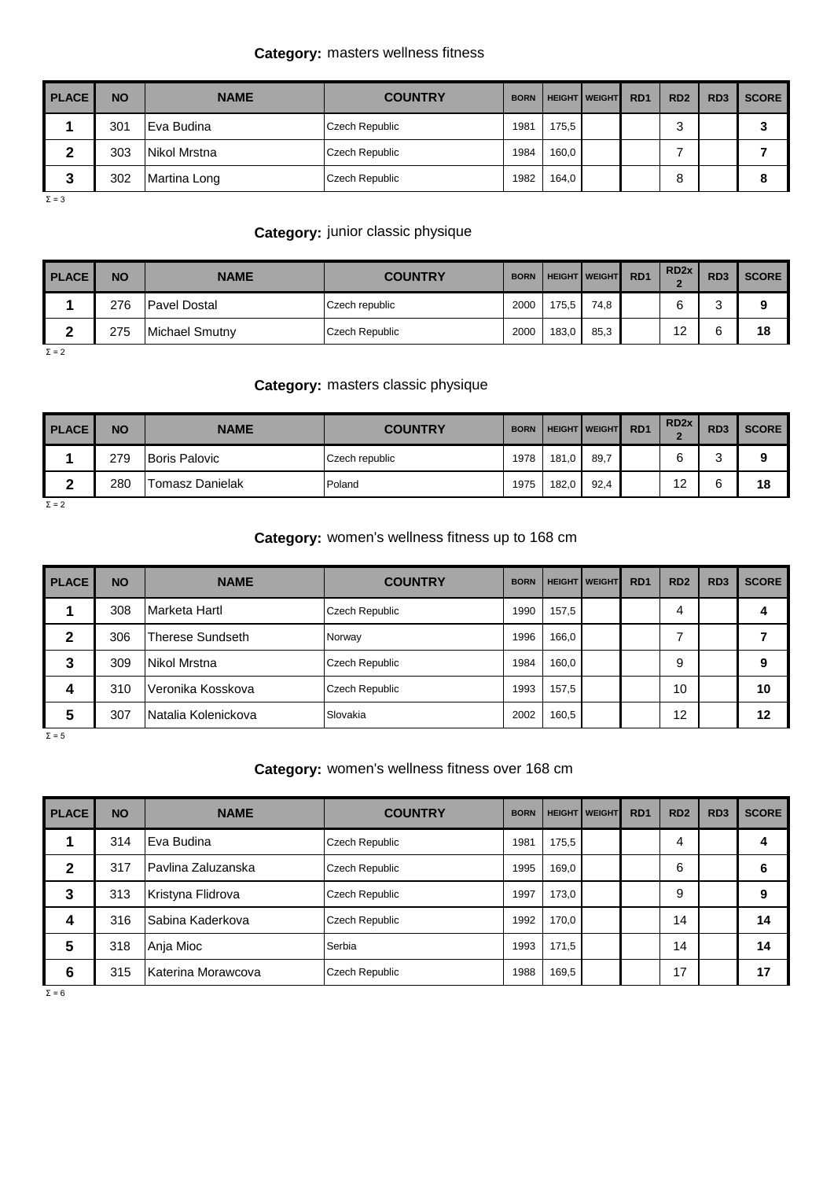**Category:** masters wellness fitness

| PLACE | NO | NAME | COUNTRY | BORN | HEIGHT | WEIGHT | RD1 | RD2 | RD3 | SCORE |
|---|---|---|---|---|---|---|---|---|---|---|
| 1 | 301 | Eva Budina | Czech Republic | 1981 | 175,5 | | | 3 | | 3 |
| 2 | 303 | Nikol Mrstna | Czech Republic | 1984 | 160,0 | | | 7 | | 7 |
| 3 | 302 | Martina Long | Czech Republic | 1982 | 164,0 | | | 8 | | 8 |

Σ = 3

**Category:** junior classic physique

| PLACE | NO | NAME | COUNTRY | BORN | HEIGHT | WEIGHT | RD1 | RD2x 2 | RD3 | SCORE |
|---|---|---|---|---|---|---|---|---|---|---|
| 1 | 276 | Pavel Dostal | Czech republic | 2000 | 175,5 | 74,8 | | 6 | 3 | 9 |
| 2 | 275 | Michael Smutny | Czech Republic | 2000 | 183,0 | 85,3 | | 12 | 6 | 18 |

Σ = 2

**Category:** masters classic physique

| PLACE | NO | NAME | COUNTRY | BORN | HEIGHT | WEIGHT | RD1 | RD2x 2 | RD3 | SCORE |
|---|---|---|---|---|---|---|---|---|---|---|
| 1 | 279 | Boris Palovic | Czech republic | 1978 | 181,0 | 89,7 | | 6 | 3 | 9 |
| 2 | 280 | Tomasz Danielak | Poland | 1975 | 182,0 | 92,4 | | 12 | 6 | 18 |

Σ = 2

**Category:** women's wellness fitness up to 168 cm

| PLACE | NO | NAME | COUNTRY | BORN | HEIGHT | WEIGHT | RD1 | RD2 | RD3 | SCORE |
|---|---|---|---|---|---|---|---|---|---|---|
| 1 | 308 | Marketa Hartl | Czech Republic | 1990 | 157,5 | | | 4 | | 4 |
| 2 | 306 | Therese Sundseth | Norway | 1996 | 166,0 | | | 7 | | 7 |
| 3 | 309 | Nikol Mrstna | Czech Republic | 1984 | 160,0 | | | 9 | | 9 |
| 4 | 310 | Veronika Kosskova | Czech Republic | 1993 | 157,5 | | | 10 | | 10 |
| 5 | 307 | Natalia Kolenickova | Slovakia | 2002 | 160,5 | | | 12 | | 12 |

Σ = 5

**Category:** women's wellness fitness over 168 cm

| PLACE | NO | NAME | COUNTRY | BORN | HEIGHT | WEIGHT | RD1 | RD2 | RD3 | SCORE |
|---|---|---|---|---|---|---|---|---|---|---|
| 1 | 314 | Eva Budina | Czech Republic | 1981 | 175,5 | | | 4 | | 4 |
| 2 | 317 | Pavlina Zaluzanska | Czech Republic | 1995 | 169,0 | | | 6 | | 6 |
| 3 | 313 | Kristyna Flidrova | Czech Republic | 1997 | 173,0 | | | 9 | | 9 |
| 4 | 316 | Sabina Kaderkova | Czech Republic | 1992 | 170,0 | | | 14 | | 14 |
| 5 | 318 | Anja Mioc | Serbia | 1993 | 171,5 | | | 14 | | 14 |
| 6 | 315 | Katerina Morawcova | Czech Republic | 1988 | 169,5 | | | 17 | | 17 |

Σ = 6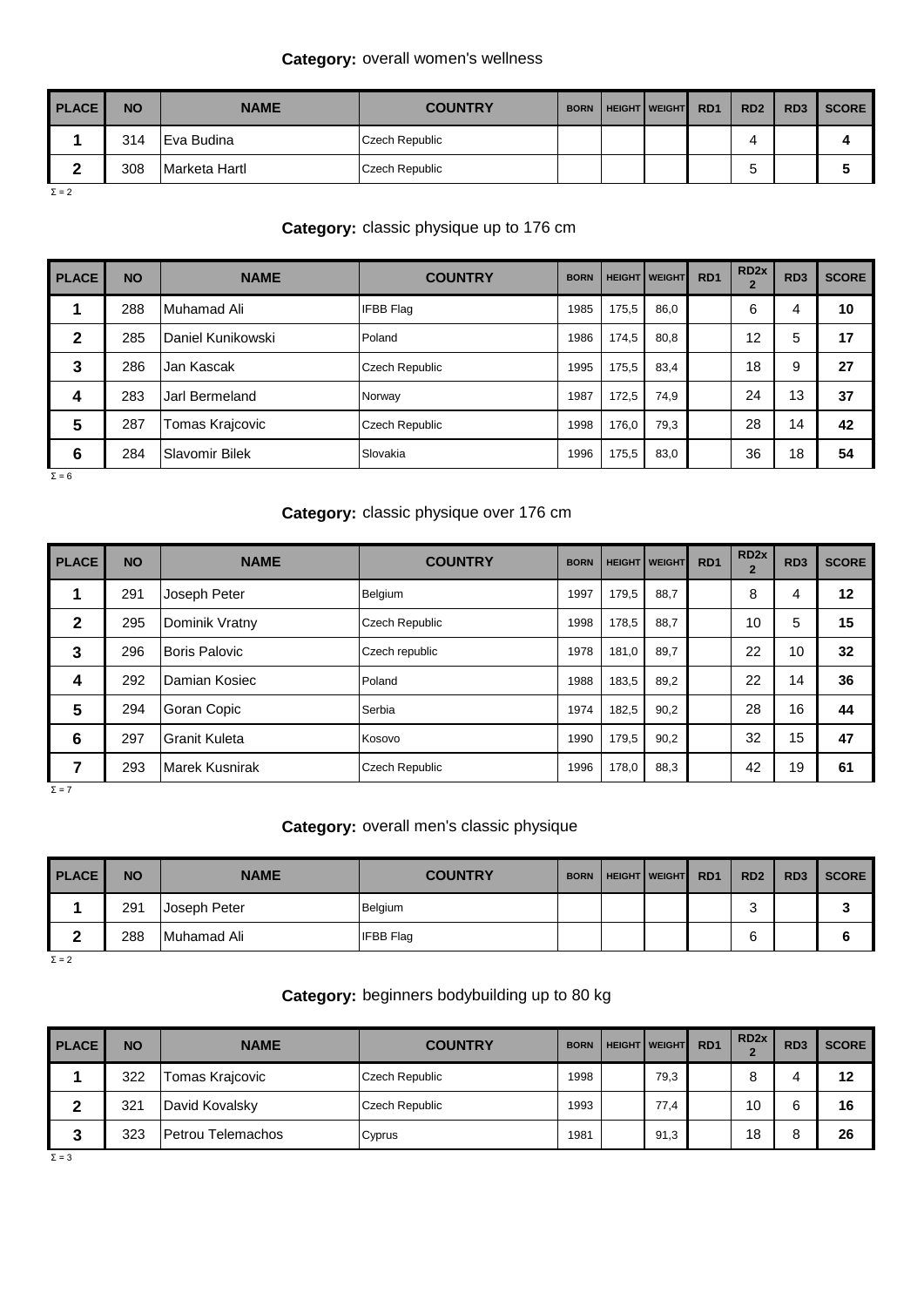**Category:** overall women's wellness

| PLACE | NO | NAME | COUNTRY | BORN | HEIGHT | WEIGHT | RD1 | RD2 | RD3 | SCORE |
|---|---|---|---|---|---|---|---|---|---|---|
| 1 | 314 | Eva Budina | Czech Republic | | | | | 4 | | 4 |
| 2 | 308 | Marketa Hartl | Czech Republic | | | | | 5 | | 5 |

Σ = 2

**Category:** classic physique up to 176 cm

| PLACE | NO | NAME | COUNTRY | BORN | HEIGHT | WEIGHT | RD1 | RD2x 2 | RD3 | SCORE |
|---|---|---|---|---|---|---|---|---|---|---|
| 1 | 288 | Muhamad Ali | IFBB Flag | 1985 | 175,5 | 86,0 | | 6 | 4 | 10 |
| 2 | 285 | Daniel Kunikowski | Poland | 1986 | 174,5 | 80,8 | | 12 | 5 | 17 |
| 3 | 286 | Jan Kascak | Czech Republic | 1995 | 175,5 | 83,4 | | 18 | 9 | 27 |
| 4 | 283 | Jarl Bermeland | Norway | 1987 | 172,5 | 74,9 | | 24 | 13 | 37 |
| 5 | 287 | Tomas Krajcovic | Czech Republic | 1998 | 176,0 | 79,3 | | 28 | 14 | 42 |
| 6 | 284 | Slavomir Bilek | Slovakia | 1996 | 175,5 | 83,0 | | 36 | 18 | 54 |

Σ = 6

**Category:** classic physique over 176 cm

| PLACE | NO | NAME | COUNTRY | BORN | HEIGHT | WEIGHT | RD1 | RD2x 2 | RD3 | SCORE |
|---|---|---|---|---|---|---|---|---|---|---|
| 1 | 291 | Joseph Peter | Belgium | 1997 | 179,5 | 88,7 | | 8 | 4 | 12 |
| 2 | 295 | Dominik Vratny | Czech Republic | 1998 | 178,5 | 88,7 | | 10 | 5 | 15 |
| 3 | 296 | Boris Palovic | Czech republic | 1978 | 181,0 | 89,7 | | 22 | 10 | 32 |
| 4 | 292 | Damian Kosiec | Poland | 1988 | 183,5 | 89,2 | | 22 | 14 | 36 |
| 5 | 294 | Goran Copic | Serbia | 1974 | 182,5 | 90,2 | | 28 | 16 | 44 |
| 6 | 297 | Granit Kuleta | Kosovo | 1990 | 179,5 | 90,2 | | 32 | 15 | 47 |
| 7 | 293 | Marek Kusnirak | Czech Republic | 1996 | 178,0 | 88,3 | | 42 | 19 | 61 |

Σ = 7

**Category:** overall men's classic physique

| PLACE | NO | NAME | COUNTRY | BORN | HEIGHT | WEIGHT | RD1 | RD2 | RD3 | SCORE |
|---|---|---|---|---|---|---|---|---|---|---|
| 1 | 291 | Joseph Peter | Belgium | | | | | 3 | | 3 |
| 2 | 288 | Muhamad Ali | IFBB Flag | | | | | 6 | | 6 |

Σ = 2

**Category:** beginners bodybuilding up to 80 kg

| PLACE | NO | NAME | COUNTRY | BORN | HEIGHT | WEIGHT | RD1 | RD2x 2 | RD3 | SCORE |
|---|---|---|---|---|---|---|---|---|---|---|
| 1 | 322 | Tomas Krajcovic | Czech Republic | 1998 | | 79,3 | | 8 | 4 | 12 |
| 2 | 321 | David Kovalsky | Czech Republic | 1993 | | 77,4 | | 10 | 6 | 16 |
| 3 | 323 | Petrou Telemachos | Cyprus | 1981 | | 91,3 | | 18 | 8 | 26 |

Σ = 3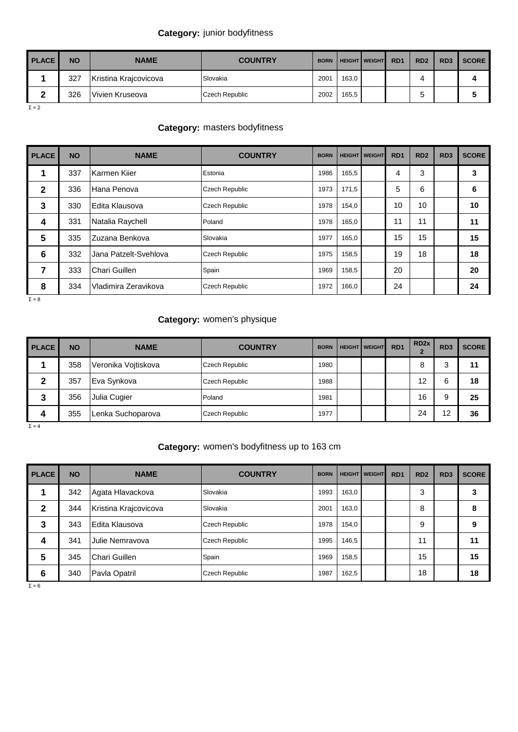**Category:** junior bodyfitness

| PLACE | NO | NAME | COUNTRY | BORN | HEIGHT | WEIGHT | RD1 | RD2 | RD3 | SCORE |
|---|---|---|---|---|---|---|---|---|---|---|
| 1 | 327 | Kristina Krajcovicova | Slovakia | 2001 | 163,0 | | | 4 | | 4 |
| 2 | 326 | Vivien Kruseova | Czech Republic | 2002 | 165,5 | | | 5 | | 5 |

Σ = 2

**Category:** masters bodyfitness

| PLACE | NO | NAME | COUNTRY | BORN | HEIGHT | WEIGHT | RD1 | RD2 | RD3 | SCORE |
|---|---|---|---|---|---|---|---|---|---|---|
| 1 | 337 | Karmen Kiier | Estonia | 1986 | 165,5 | | 4 | 3 | | 3 |
| 2 | 336 | Hana Penova | Czech Republic | 1973 | 171,5 | | 5 | 6 | | 6 |
| 3 | 330 | Edita Klausova | Czech Republic | 1978 | 154,0 | | 10 | 10 | | 10 |
| 4 | 331 | Natalia Raychell | Poland | 1978 | 165,0 | | 11 | 11 | | 11 |
| 5 | 335 | Zuzana Benkova | Slovakia | 1977 | 165,0 | | 15 | 15 | | 15 |
| 6 | 332 | Jana Patzelt-Svehlova | Czech Republic | 1975 | 158,5 | | 19 | 18 | | 18 |
| 7 | 333 | Chari Guillen | Spain | 1969 | 158,5 | | 20 | | | 20 |
| 8 | 334 | Vladimira Zeravikova | Czech Republic | 1972 | 166,0 | | 24 | | | 24 |

Σ = 8

**Category:** women's physique

| PLACE | NO | NAME | COUNTRY | BORN | HEIGHT | WEIGHT | RD1 | RD2x 2 | RD3 | SCORE |
|---|---|---|---|---|---|---|---|---|---|---|
| 1 | 358 | Veronika Vojtiskova | Czech Republic | 1980 | | | | 8 | 3 | 11 |
| 2 | 357 | Eva Synkova | Czech Republic | 1988 | | | | 12 | 6 | 18 |
| 3 | 356 | Julia Cugier | Poland | 1981 | | | | 16 | 9 | 25 |
| 4 | 355 | Lenka Suchoparova | Czech Republic | 1977 | | | | 24 | 12 | 36 |

Σ = 4

**Category:** women's bodyfitness up to 163 cm

| PLACE | NO | NAME | COUNTRY | BORN | HEIGHT | WEIGHT | RD1 | RD2 | RD3 | SCORE |
|---|---|---|---|---|---|---|---|---|---|---|
| 1 | 342 | Agata Hlavackova | Slovakia | 1993 | 163,0 | | | 3 | | 3 |
| 2 | 344 | Kristina Krajcovicova | Slovakia | 2001 | 163,0 | | | 8 | | 8 |
| 3 | 343 | Edita Klausova | Czech Republic | 1978 | 154,0 | | | 9 | | 9 |
| 4 | 341 | Julie Nemravova | Czech Republic | 1995 | 146,5 | | | 11 | | 11 |
| 5 | 345 | Chari Guillen | Spain | 1969 | 158,5 | | | 15 | | 15 |
| 6 | 340 | Pavla Opatril | Czech Republic | 1987 | 162,5 | | | 18 | | 18 |

Σ = 6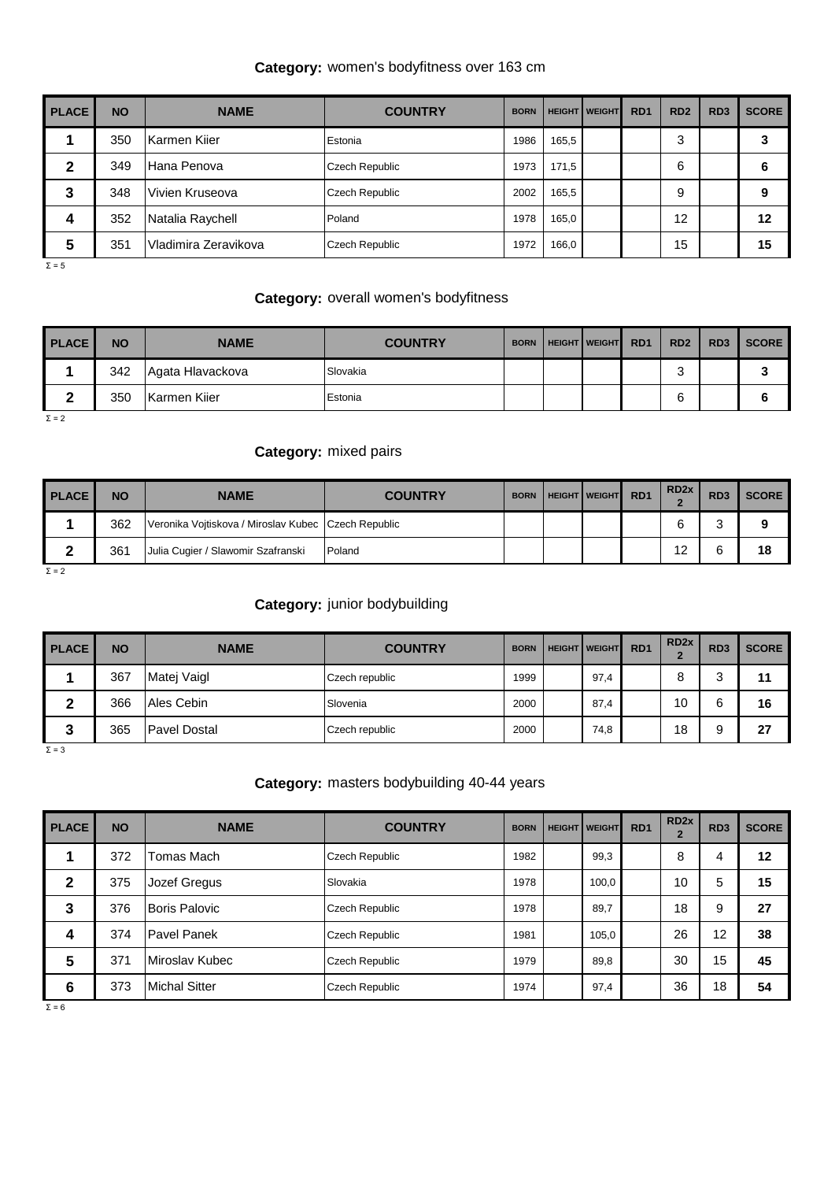**Category:** women's bodyfitness over 163 cm

| PLACE | NO | NAME | COUNTRY | BORN | HEIGHT | WEIGHT | RD1 | RD2 | RD3 | SCORE |
|---|---|---|---|---|---|---|---|---|---|---|
| 1 | 350 | Karmen Kiier | Estonia | 1986 | 165,5 | | | 3 | | 3 |
| 2 | 349 | Hana Penova | Czech Republic | 1973 | 171,5 | | | 6 | | 6 |
| 3 | 348 | Vivien Kruseova | Czech Republic | 2002 | 165,5 | | | 9 | | 9 |
| 4 | 352 | Natalia Raychell | Poland | 1978 | 165,0 | | | 12 | | 12 |
| 5 | 351 | Vladimira Zeravikova | Czech Republic | 1972 | 166,0 | | | 15 | | 15 |

Σ = 5

**Category:** overall women's bodyfitness

| PLACE | NO | NAME | COUNTRY | BORN | HEIGHT | WEIGHT | RD1 | RD2 | RD3 | SCORE |
|---|---|---|---|---|---|---|---|---|---|---|
| 1 | 342 | Agata Hlavackova | Slovakia | | | | | 3 | | 3 |
| 2 | 350 | Karmen Kiier | Estonia | | | | | 6 | | 6 |

Σ = 2

**Category:** mixed pairs

| PLACE | NO | NAME | COUNTRY | BORN | HEIGHT | WEIGHT | RD1 | RD2x 2 | RD3 | SCORE |
|---|---|---|---|---|---|---|---|---|---|---|
| 1 | 362 | Veronika Vojtiskova / Miroslav Kubec | Czech Republic | | | | | 6 | 3 | 9 |
| 2 | 361 | Julia Cugier / Slawomir Szafranski | Poland | | | | | 12 | 6 | 18 |

Σ = 2

**Category:** junior bodybuilding

| PLACE | NO | NAME | COUNTRY | BORN | HEIGHT | WEIGHT | RD1 | RD2x 2 | RD3 | SCORE |
|---|---|---|---|---|---|---|---|---|---|---|
| 1 | 367 | Matej Vaigl | Czech republic | 1999 | | 97,4 | | 8 | 3 | 11 |
| 2 | 366 | Ales Cebin | Slovenia | 2000 | | 87,4 | | 10 | 6 | 16 |
| 3 | 365 | Pavel Dostal | Czech republic | 2000 | | 74,8 | | 18 | 9 | 27 |

Σ = 3

**Category:** masters bodybuilding 40-44 years

| PLACE | NO | NAME | COUNTRY | BORN | HEIGHT | WEIGHT | RD1 | RD2x 2 | RD3 | SCORE |
|---|---|---|---|---|---|---|---|---|---|---|
| 1 | 372 | Tomas Mach | Czech Republic | 1982 | | 99,3 | | 8 | 4 | 12 |
| 2 | 375 | Jozef Gregus | Slovakia | 1978 | | 100,0 | | 10 | 5 | 15 |
| 3 | 376 | Boris Palovic | Czech Republic | 1978 | | 89,7 | | 18 | 9 | 27 |
| 4 | 374 | Pavel Panek | Czech Republic | 1981 | | 105,0 | | 26 | 12 | 38 |
| 5 | 371 | Miroslav Kubec | Czech Republic | 1979 | | 89,8 | | 30 | 15 | 45 |
| 6 | 373 | Michal Sitter | Czech Republic | 1974 | | 97,4 | | 36 | 18 | 54 |

Σ = 6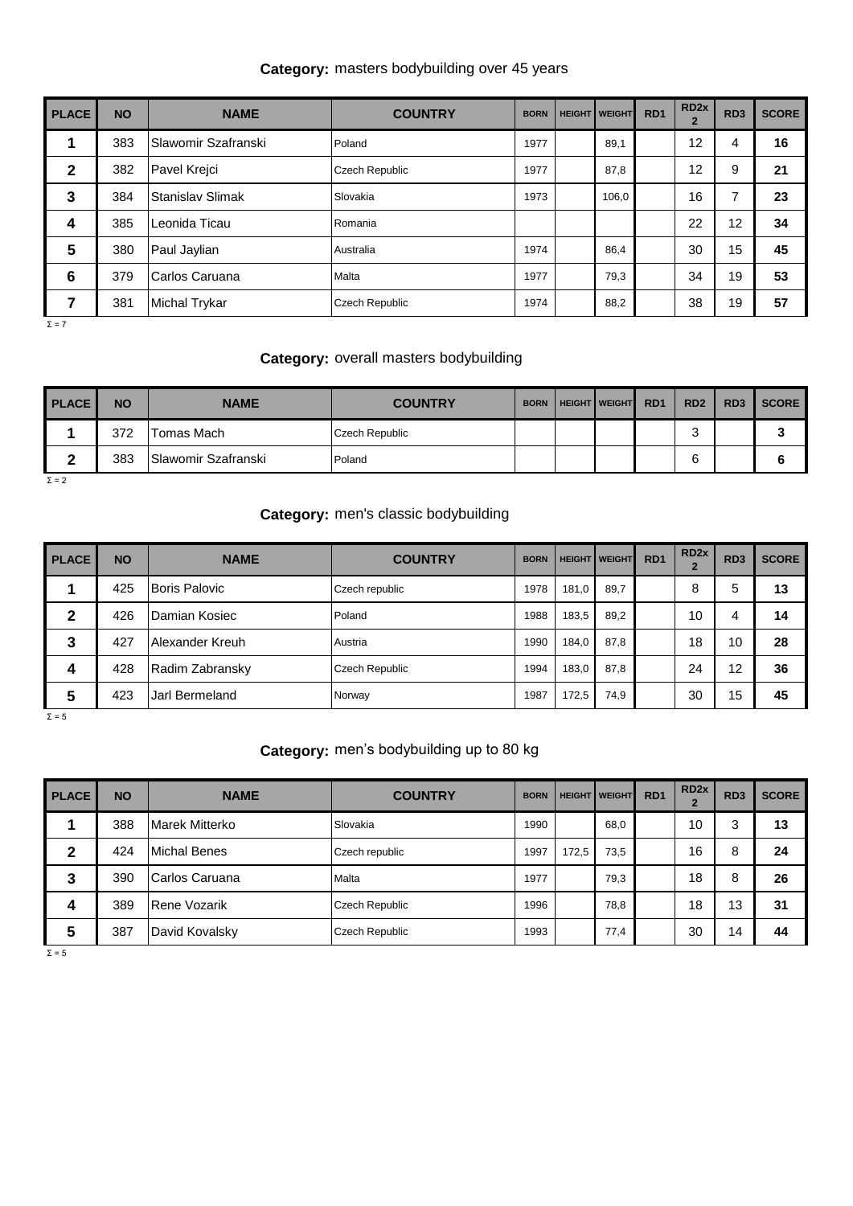**Category:** masters bodybuilding over 45 years

| PLACE | NO | NAME | COUNTRY | BORN | HEIGHT | WEIGHT | RD1 | RD2x 2 | RD3 | SCORE |
|---|---|---|---|---|---|---|---|---|---|---|
| 1 | 383 | Slawomir Szafranski | Poland | 1977 | | 89,1 | | 12 | 4 | 16 |
| 2 | 382 | Pavel Krejci | Czech Republic | 1977 | | 87,8 | | 12 | 9 | 21 |
| 3 | 384 | Stanislav Slimak | Slovakia | 1973 | | 106,0 | | 16 | 7 | 23 |
| 4 | 385 | Leonida Ticau | Romania | | | | | 22 | 12 | 34 |
| 5 | 380 | Paul Jaylian | Australia | 1974 | | 86,4 | | 30 | 15 | 45 |
| 6 | 379 | Carlos Caruana | Malta | 1977 | | 79,3 | | 34 | 19 | 53 |
| 7 | 381 | Michal Trykar | Czech Republic | 1974 | | 88,2 | | 38 | 19 | 57 |

Σ = 7

**Category:** overall masters bodybuilding

| PLACE | NO | NAME | COUNTRY | BORN | HEIGHT | WEIGHT | RD1 | RD2 | RD3 | SCORE |
|---|---|---|---|---|---|---|---|---|---|---|
| 1 | 372 | Tomas Mach | Czech Republic | | | | | 3 | | 3 |
| 2 | 383 | Slawomir Szafranski | Poland | | | | | 6 | | 6 |

Σ = 2

**Category:** men's classic bodybuilding

| PLACE | NO | NAME | COUNTRY | BORN | HEIGHT | WEIGHT | RD1 | RD2x 2 | RD3 | SCORE |
|---|---|---|---|---|---|---|---|---|---|---|
| 1 | 425 | Boris Palovic | Czech republic | 1978 | 181,0 | 89,7 | | 8 | 5 | 13 |
| 2 | 426 | Damian Kosiec | Poland | 1988 | 183,5 | 89,2 | | 10 | 4 | 14 |
| 3 | 427 | Alexander Kreuh | Austria | 1990 | 184,0 | 87,8 | | 18 | 10 | 28 |
| 4 | 428 | Radim Zabransky | Czech Republic | 1994 | 183,0 | 87,8 | | 24 | 12 | 36 |
| 5 | 423 | Jarl Bermeland | Norway | 1987 | 172,5 | 74,9 | | 30 | 15 | 45 |

Σ = 5

**Category:** men's bodybuilding up to 80 kg

| PLACE | NO | NAME | COUNTRY | BORN | HEIGHT | WEIGHT | RD1 | RD2x 2 | RD3 | SCORE |
|---|---|---|---|---|---|---|---|---|---|---|
| 1 | 388 | Marek Mitterko | Slovakia | 1990 | | 68,0 | | 10 | 3 | 13 |
| 2 | 424 | Michal Benes | Czech republic | 1997 | 172,5 | 73,5 | | 16 | 8 | 24 |
| 3 | 390 | Carlos Caruana | Malta | 1977 | | 79,3 | | 18 | 8 | 26 |
| 4 | 389 | Rene Vozarik | Czech Republic | 1996 | | 78,8 | | 18 | 13 | 31 |
| 5 | 387 | David Kovalsky | Czech Republic | 1993 | | 77,4 | | 30 | 14 | 44 |

Σ = 5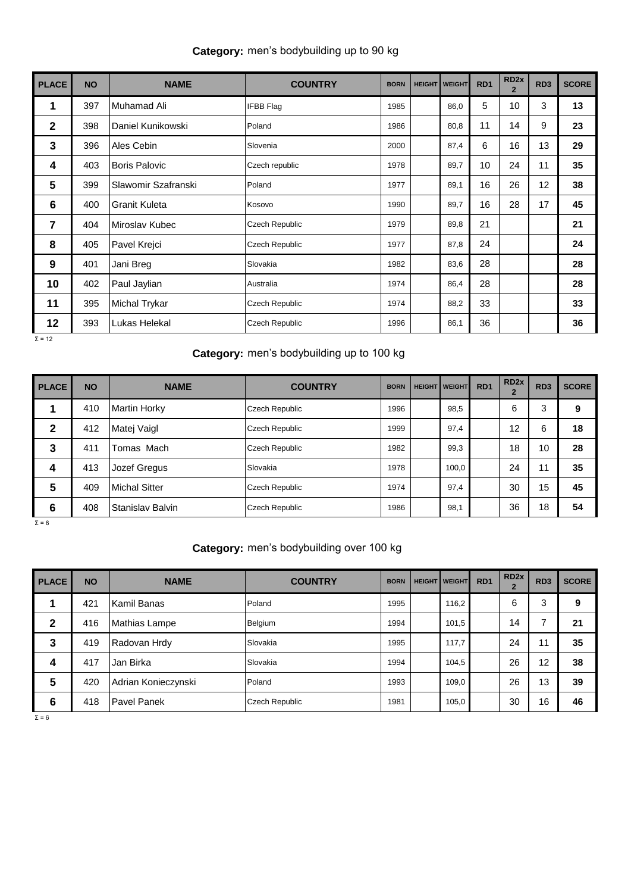**Category:** men's bodybuilding up to 90 kg

| PLACE | NO | NAME | COUNTRY | BORN | HEIGHT | WEIGHT | RD1 | RD2x 2 | RD3 | SCORE |
|---|---|---|---|---|---|---|---|---|---|---|
| 1 | 397 | Muhamad Ali | IFBB Flag | 1985 | | 86,0 | 5 | 10 | 3 | 13 |
| 2 | 398 | Daniel Kunikowski | Poland | 1986 | | 80,8 | 11 | 14 | 9 | 23 |
| 3 | 396 | Ales Cebin | Slovenia | 2000 | | 87,4 | 6 | 16 | 13 | 29 |
| 4 | 403 | Boris Palovic | Czech republic | 1978 | | 89,7 | 10 | 24 | 11 | 35 |
| 5 | 399 | Slawomir Szafranski | Poland | 1977 | | 89,1 | 16 | 26 | 12 | 38 |
| 6 | 400 | Granit Kuleta | Kosovo | 1990 | | 89,7 | 16 | 28 | 17 | 45 |
| 7 | 404 | Miroslav Kubec | Czech Republic | 1979 | | 89,8 | 21 | | | 21 |
| 8 | 405 | Pavel Krejci | Czech Republic | 1977 | | 87,8 | 24 | | | 24 |
| 9 | 401 | Jani Breg | Slovakia | 1982 | | 83,6 | 28 | | | 28 |
| 10 | 402 | Paul Jaylian | Australia | 1974 | | 86,4 | 28 | | | 28 |
| 11 | 395 | Michal Trykar | Czech Republic | 1974 | | 88,2 | 33 | | | 33 |
| 12 | 393 | Lukas Helekal | Czech Republic | 1996 | | 86,1 | 36 | | | 36 |

Σ = 12

**Category:** men's bodybuilding up to 100 kg

| PLACE | NO | NAME | COUNTRY | BORN | HEIGHT | WEIGHT | RD1 | RD2x 2 | RD3 | SCORE |
|---|---|---|---|---|---|---|---|---|---|---|
| 1 | 410 | Martin Horky | Czech Republic | 1996 | | 98,5 | | 6 | 3 | 9 |
| 2 | 412 | Matej Vaigl | Czech Republic | 1999 | | 97,4 | | 12 | 6 | 18 |
| 3 | 411 | Tomas Mach | Czech Republic | 1982 | | 99,3 | | 18 | 10 | 28 |
| 4 | 413 | Jozef Gregus | Slovakia | 1978 | | 100,0 | | 24 | 11 | 35 |
| 5 | 409 | Michal Sitter | Czech Republic | 1974 | | 97,4 | | 30 | 15 | 45 |
| 6 | 408 | Stanislav Balvin | Czech Republic | 1986 | | 98,1 | | 36 | 18 | 54 |

Σ = 6

**Category:** men's bodybuilding over 100 kg

| PLACE | NO | NAME | COUNTRY | BORN | HEIGHT | WEIGHT | RD1 | RD2x 2 | RD3 | SCORE |
|---|---|---|---|---|---|---|---|---|---|---|
| 1 | 421 | Kamil Banas | Poland | 1995 | | 116,2 | | 6 | 3 | 9 |
| 2 | 416 | Mathias Lampe | Belgium | 1994 | | 101,5 | | 14 | 7 | 21 |
| 3 | 419 | Radovan Hrdy | Slovakia | 1995 | | 117,7 | | 24 | 11 | 35 |
| 4 | 417 | Jan Birka | Slovakia | 1994 | | 104,5 | | 26 | 12 | 38 |
| 5 | 420 | Adrian Konieczynski | Poland | 1993 | | 109,0 | | 26 | 13 | 39 |
| 6 | 418 | Pavel Panek | Czech Republic | 1981 | | 105,0 | | 30 | 16 | 46 |

Σ = 6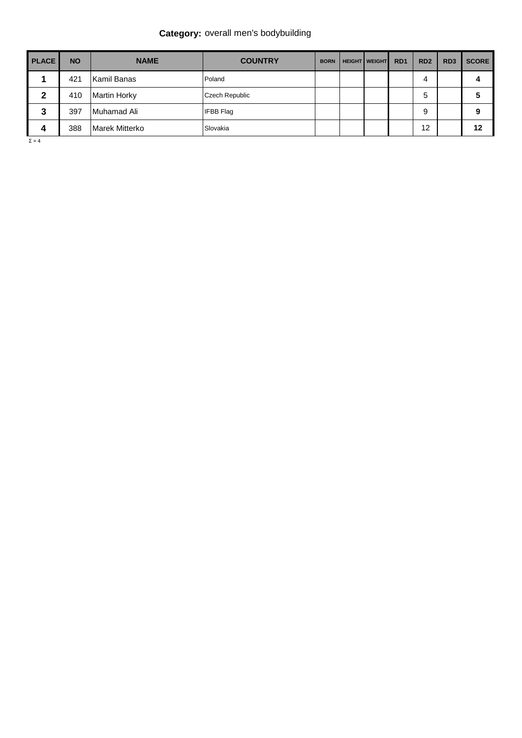**Category:** overall men's bodybuilding

| PLACE | NO | NAME | COUNTRY | BORN | HEIGHT | WEIGHT | RD1 | RD2 | RD3 | SCORE |
|---|---|---|---|---|---|---|---|---|---|---|
| **1** | 421 | Kamil Banas | Poland | | | | | 4 | | **4** |
| **2** | 410 | Martin Horky | Czech Republic | | | | | 5 | | **5** |
| **3** | 397 | Muhamad Ali | IFBB Flag | | | | | 9 | | **9** |
| **4** | 388 | Marek Mitterko | Slovakia | | | | | 12 | | **12** |

Σ = 4